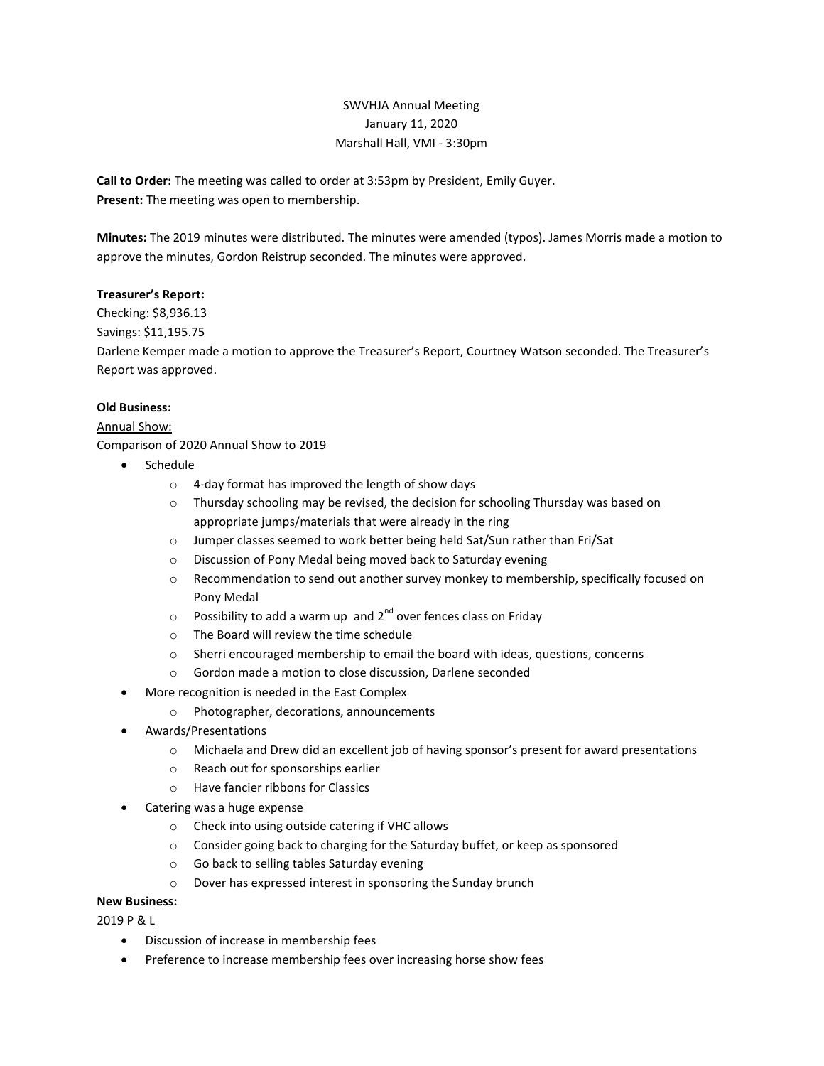SWVHJA Annual Meeting
January 11, 2020
Marshall Hall, VMI - 3:30pm

**Call to Order:** The meeting was called to order at 3:53pm by President, Emily Guyer.
**Present:** The meeting was open to membership.

**Minutes:** The 2019 minutes were distributed. The minutes were amended (typos). James Morris made a motion to approve the minutes, Gordon Reistrup seconded. The minutes were approved.

**Treasurer's Report:**
Checking: $8,936.13
Savings: $11,195.75
Darlene Kemper made a motion to approve the Treasurer's Report, Courtney Watson seconded. The Treasurer's Report was approved.

**Old Business:**
Annual Show:
Comparison of 2020 Annual Show to 2019

- Schedule
  - 4-day format has improved the length of show days
  - Thursday schooling may be revised, the decision for schooling Thursday was based on appropriate jumps/materials that were already in the ring
  - Jumper classes seemed to work better being held Sat/Sun rather than Fri/Sat
  - Discussion of Pony Medal being moved back to Saturday evening
  - Recommendation to send out another survey monkey to membership, specifically focused on Pony Medal
  - Possibility to add a warm up and 2nd over fences class on Friday
  - The Board will review the time schedule
  - Sherri encouraged membership to email the board with ideas, questions, concerns
  - Gordon made a motion to close discussion, Darlene seconded
- More recognition is needed in the East Complex
  - Photographer, decorations, announcements
- Awards/Presentations
  - Michaela and Drew did an excellent job of having sponsor's present for award presentations
  - Reach out for sponsorships earlier
  - Have fancier ribbons for Classics
- Catering was a huge expense
  - Check into using outside catering if VHC allows
  - Consider going back to charging for the Saturday buffet, or keep as sponsored
  - Go back to selling tables Saturday evening
  - Dover has expressed interest in sponsoring the Sunday brunch

**New Business:**
2019 P & L

- Discussion of increase in membership fees
- Preference to increase membership fees over increasing horse show fees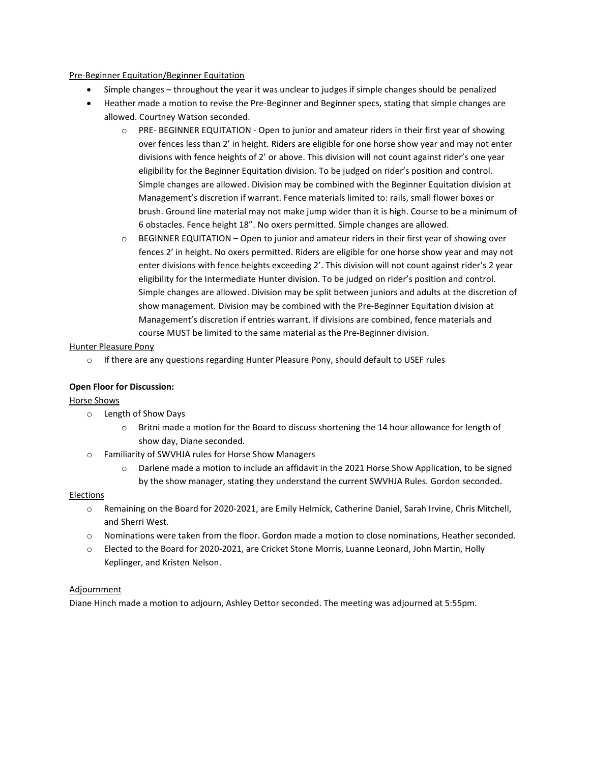Pre-Beginner Equitation/Beginner Equitation

- Simple changes – throughout the year it was unclear to judges if simple changes should be penalized
- Heather made a motion to revise the Pre-Beginner and Beginner specs, stating that simple changes are allowed. Courtney Watson seconded.
  - PRE- BEGINNER EQUITATION - Open to junior and amateur riders in their first year of showing over fences less than 2' in height. Riders are eligible for one horse show year and may not enter divisions with fence heights of 2' or above. This division will not count against rider's one year eligibility for the Beginner Equitation division. To be judged on rider's position and control. Simple changes are allowed. Division may be combined with the Beginner Equitation division at Management's discretion if warrant. Fence materials limited to: rails, small flower boxes or brush. Ground line material may not make jump wider than it is high. Course to be a minimum of 6 obstacles. Fence height 18". No oxers permitted. Simple changes are allowed.
  - BEGINNER EQUITATION – Open to junior and amateur riders in their first year of showing over fences 2' in height. No oxers permitted. Riders are eligible for one horse show year and may not enter divisions with fence heights exceeding 2'. This division will not count against rider's 2 year eligibility for the Intermediate Hunter division. To be judged on rider's position and control. Simple changes are allowed. Division may be split between juniors and adults at the discretion of show management. Division may be combined with the Pre-Beginner Equitation division at Management's discretion if entries warrant. If divisions are combined, fence materials and course MUST be limited to the same material as the Pre-Beginner division.

Hunter Pleasure Pony

- If there are any questions regarding Hunter Pleasure Pony, should default to USEF rules

**Open Floor for Discussion:**

Horse Shows

- Length of Show Days
  - Britni made a motion for the Board to discuss shortening the 14 hour allowance for length of show day, Diane seconded.
- Familiarity of SWVHJA rules for Horse Show Managers
  - Darlene made a motion to include an affidavit in the 2021 Horse Show Application, to be signed by the show manager, stating they understand the current SWVHJA Rules. Gordon seconded.

Elections

- Remaining on the Board for 2020-2021, are Emily Helmick, Catherine Daniel, Sarah Irvine, Chris Mitchell, and Sherri West.
- Nominations were taken from the floor. Gordon made a motion to close nominations, Heather seconded.
- Elected to the Board for 2020-2021, are Cricket Stone Morris, Luanne Leonard, John Martin, Holly Keplinger, and Kristen Nelson.

Adjournment

Diane Hinch made a motion to adjourn, Ashley Dettor seconded. The meeting was adjourned at 5:55pm.